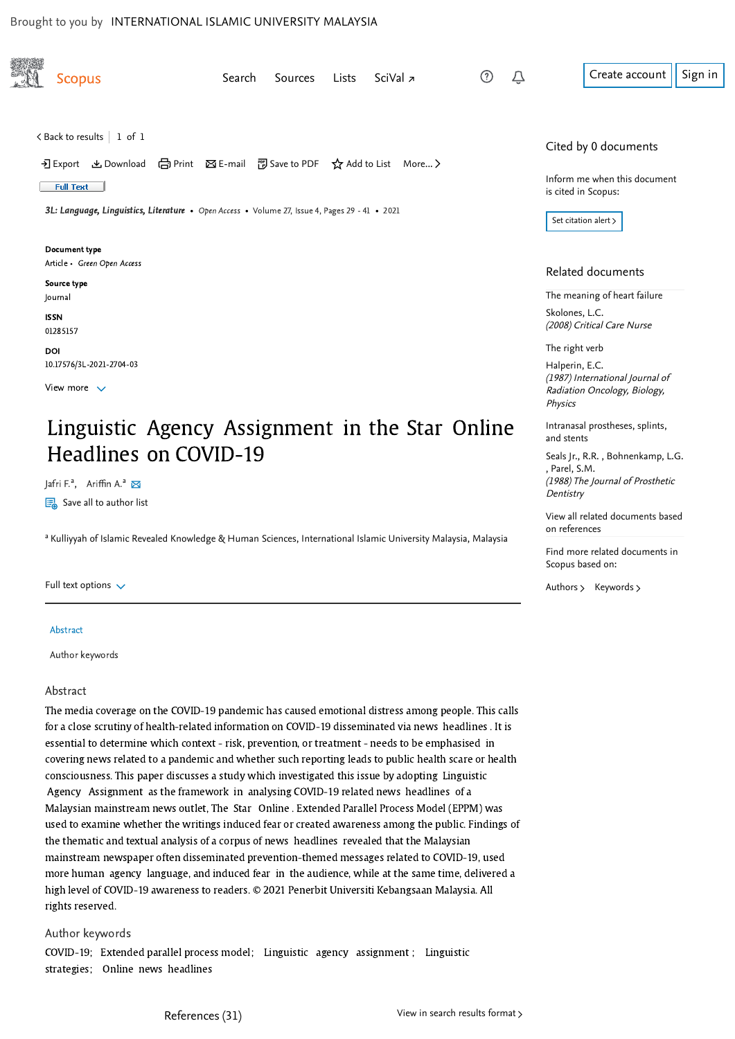Brought to you by INTERNATIONAL ISLAMIC UNIVERSITY MALAYSIA

Scopus

Search Sources Lists SciVal ↗

Create account Sign in

< Back to results | 1 of 1

Export Download Print E-mail Save to PDF Add to List More... >

Full Text

*3L: Language, Linguistics, Literature* • *Open Access* • Volume 27, Issue 4, Pages 29 - 41 • 2021

**Document type**
Article • *Green Open Access*

**Source type**
Journal

**ISSN**
01285157

**DOI**
10.17576/3L-2021-2704-03

View more

# Linguistic Agency Assignment in the Star Online Headlines on COVID-19

Jafri F.[a], Ariffin A.[a]

Save all to author list

[a] Kulliyyah of Islamic Revealed Knowledge & Human Sciences, International Islamic University Malaysia, Malaysia

Full text options

Abstract

Author keywords

## Abstract

The media coverage on the COVID-19 pandemic has caused emotional distress among people. This calls for a close scrutiny of health-related information on COVID-19 disseminated via news headlines. It is essential to determine which context - risk, prevention, or treatment - needs to be emphasised in covering news related to a pandemic and whether such reporting leads to public health scare or health consciousness. This paper discusses a study which investigated this issue by adopting Linguistic Agency Assignment as the framework in analysing COVID-19 related news headlines of a Malaysian mainstream news outlet, The Star Online. Extended Parallel Process Model (EPPM) was used to examine whether the writings induced fear or created awareness among the public. Findings of the thematic and textual analysis of a corpus of news headlines revealed that the Malaysian mainstream newspaper often disseminated prevention-themed messages related to COVID-19, used more human agency language, and induced fear in the audience, while at the same time, delivered a high level of COVID-19 awareness to readers. © 2021 Penerbit Universiti Kebangsaan Malaysia. All rights reserved.

## Author keywords

COVID-19; Extended parallel process model; Linguistic agency assignment; Linguistic strategies; Online news headlines

References (31) View in search results format >

Cited by 0 documents

Inform me when this document is cited in Scopus:

Set citation alert >

## Related documents

The meaning of heart failure
Skolones, L.C.
*(2008) Critical Care Nurse*

The right verb
Halperin, E.C.
*(1987) International Journal of Radiation Oncology, Biology, Physics*

Intranasal prostheses, splints, and stents
Seals Jr., R.R. , Bohnenkamp, L.G. , Parel, S.M.
*(1988) The Journal of Prosthetic Dentistry*

View all related documents based on references

Find more related documents in Scopus based on:

Authors > Keywords >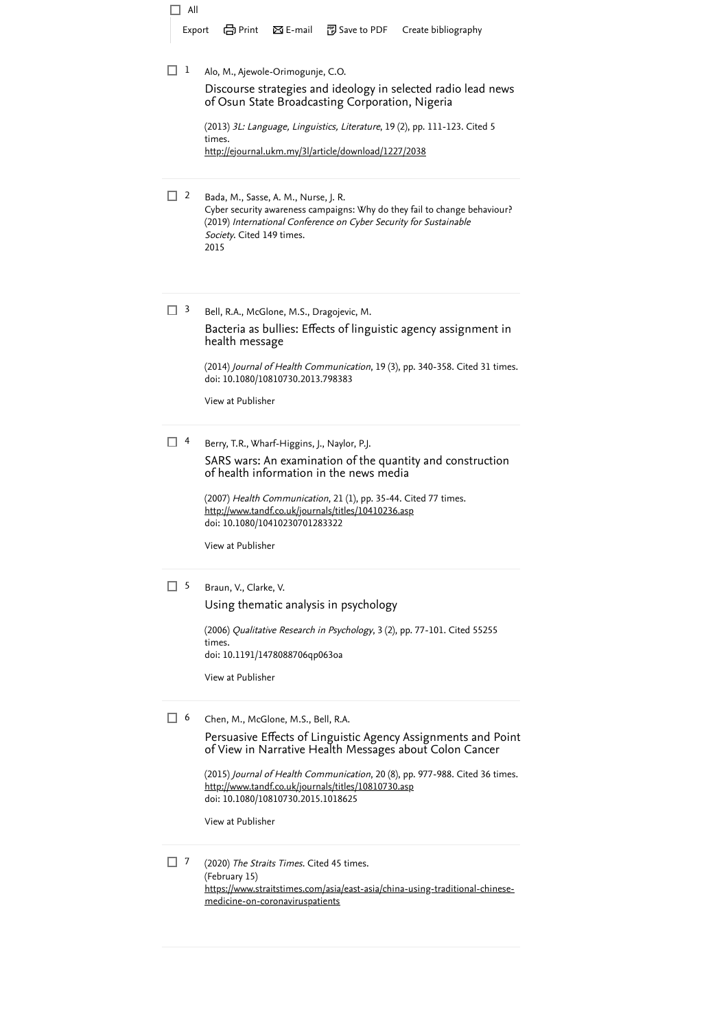☐ All

Export   Print   E-mail   Save to PDF   Create bibliography

☐ 1

Alo, M., Ajewole-Orimogunje, C.O.

Discourse strategies and ideology in selected radio lead news of Osun State Broadcasting Corporation, Nigeria

(2013) *3L: Language, Linguistics, Literature*, 19 (2), pp. 111-123. Cited 5 times.
http://ejournal.ukm.my/3l/article/download/1227/2038

---

☐ 2

Bada, M., Sasse, A. M., Nurse, J. R.

Cyber security awareness campaigns: Why do they fail to change behaviour?
(2019) *International Conference on Cyber Security for Sustainable Society*. Cited 149 times.
2015

---

☐ 3

Bell, R.A., McGlone, M.S., Dragojevic, M.

Bacteria as bullies: Effects of linguistic agency assignment in health message

(2014) *Journal of Health Communication*, 19 (3), pp. 340-358. Cited 31 times.
doi: 10.1080/10810730.2013.798383

View at Publisher

---

☐ 4

Berry, T.R., Wharf-Higgins, J., Naylor, P.J.

SARS wars: An examination of the quantity and construction of health information in the news media

(2007) *Health Communication*, 21 (1), pp. 35-44. Cited 77 times.
http://www.tandf.co.uk/journals/titles/10410236.asp
doi: 10.1080/10410230701283322

View at Publisher

---

☐ 5

Braun, V., Clarke, V.

Using thematic analysis in psychology

(2006) *Qualitative Research in Psychology*, 3 (2), pp. 77-101. Cited 55255 times.
doi: 10.1191/1478088706qp063oa

View at Publisher

---

☐ 6

Chen, M., McGlone, M.S., Bell, R.A.

Persuasive Effects of Linguistic Agency Assignments and Point of View in Narrative Health Messages about Colon Cancer

(2015) *Journal of Health Communication*, 20 (8), pp. 977-988. Cited 36 times.
http://www.tandf.co.uk/journals/titles/10810730.asp
doi: 10.1080/10810730.2015.1018625

View at Publisher

---

☐ 7

(2020) *The Straits Times*. Cited 45 times.
(February 15)
https://www.straitstimes.com/asia/east-asia/china-using-traditional-chinese-medicine-on-coronaviruspatients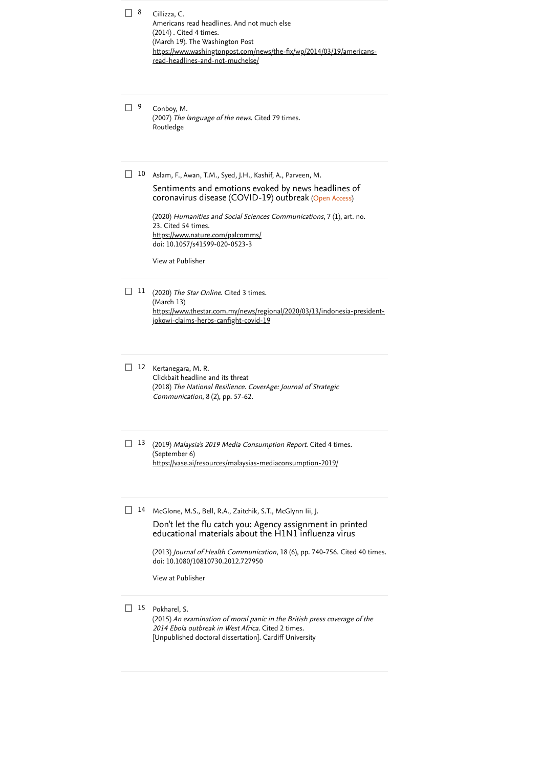8 Cillizza, C.
Americans read headlines. And not much else
(2014) . Cited 4 times.
(March 19). The Washington Post
https://www.washingtonpost.com/news/the-fix/wp/2014/03/19/americans-read-headlines-and-not-muchelse/

9 Conboy, M.
(2007) *The language of the news*. Cited 79 times.
Routledge

10 Aslam, F., Awan, T.M., Syed, J.H., Kashif, A., Parveen, M.
Sentiments and emotions evoked by news headlines of coronavirus disease (COVID-19) outbreak (Open Access)

(2020) *Humanities and Social Sciences Communications*, 7 (1), art. no. 23. Cited 54 times.
https://www.nature.com/palcomms/
doi: 10.1057/s41599-020-0523-3

View at Publisher

11 (2020) *The Star Online*. Cited 3 times.
(March 13)
https://www.thestar.com.my/news/regional/2020/03/13/indonesia-president-jokowi-claims-herbs-canfight-covid-19

12 Kertanegara, M. R.
Clickbait headline and its threat
(2018) *The National Resilience. CoverAge: Journal of Strategic Communication*, 8 (2), pp. 57-62.

13 (2019) *Malaysia's 2019 Media Consumption Report*. Cited 4 times.
(September 6)
https://vase.ai/resources/malaysias-mediaconsumption-2019/

14 McGlone, M.S., Bell, R.A., Zaitchik, S.T., McGlynn Iii, J.
Don't let the flu catch you: Agency assignment in printed educational materials about the H1N1 influenza virus

(2013) *Journal of Health Communication*, 18 (6), pp. 740-756. Cited 40 times.
doi: 10.1080/10810730.2012.727950

View at Publisher

15 Pokharel, S.
(2015) *An examination of moral panic in the British press coverage of the 2014 Ebola outbreak in West Africa*. Cited 2 times.
[Unpublished doctoral dissertation]. Cardiff University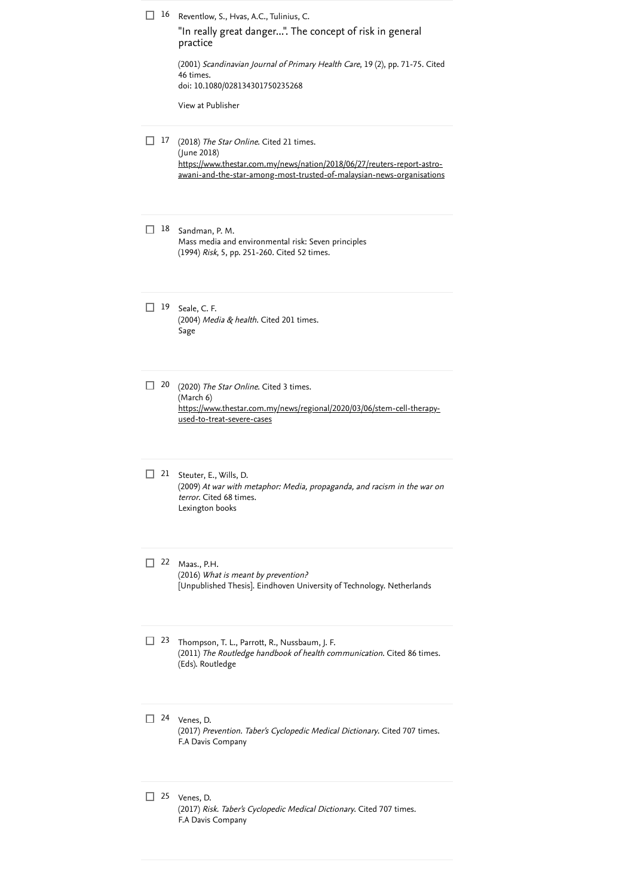16. Reventlow, S., Hvas, A.C., Tulinius, C.

    "In really great danger...". The concept of risk in general practice

    (2001) *Scandinavian Journal of Primary Health Care*, 19 (2), pp. 71-75. Cited 46 times.
    doi: 10.1080/028134301750235268

    View at Publisher

17. (2018) *The Star Online*. Cited 21 times.
    (June 2018)
    https://www.thestar.com.my/news/nation/2018/06/27/reuters-report-astro-awani-and-the-star-among-most-trusted-of-malaysian-news-organisations

18. Sandman, P. M.
    Mass media and environmental risk: Seven principles
    (1994) *Risk*, 5, pp. 251-260. Cited 52 times.

19. Seale, C. F.
    (2004) *Media & health*. Cited 201 times.
    Sage

20. (2020) *The Star Online*. Cited 3 times.
    (March 6)
    https://www.thestar.com.my/news/regional/2020/03/06/stem-cell-therapy-used-to-treat-severe-cases

21. Steuter, E., Wills, D.
    (2009) *At war with metaphor: Media, propaganda, and racism in the war on terror*. Cited 68 times.
    Lexington books

22. Maas., P.H.
    (2016) *What is meant by prevention?*
    [Unpublished Thesis]. Eindhoven University of Technology. Netherlands

23. Thompson, T. L., Parrott, R., Nussbaum, J. F.
    (2011) *The Routledge handbook of health communication*. Cited 86 times.
    (Eds). Routledge

24. Venes, D.
    (2017) *Prevention. Taber's Cyclopedic Medical Dictionary*. Cited 707 times.
    F.A Davis Company

25. Venes, D.
    (2017) *Risk. Taber's Cyclopedic Medical Dictionary*. Cited 707 times.
    F.A Davis Company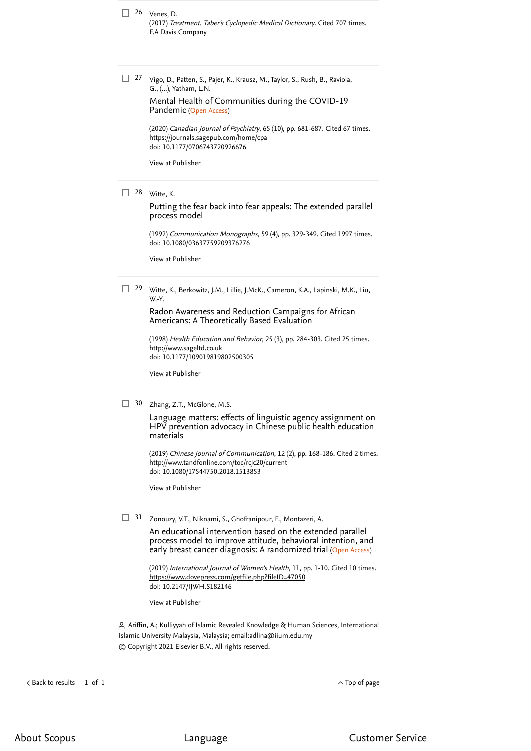26 Venes, D.
(2017) *Treatment. Taber's Cyclopedic Medical Dictionary*. Cited 707 times.
F.A Davis Company

27 Vigo, D., Patten, S., Pajer, K., Krausz, M., Taylor, S., Rush, B., Raviola, G., (...), Yatham, L.N.

Mental Health of Communities during the COVID-19 Pandemic (Open Access)

(2020) *Canadian Journal of Psychiatry*, 65 (10), pp. 681-687. Cited 67 times.
https://journals.sagepub.com/home/cpa
doi: 10.1177/0706743720926676

View at Publisher

28 Witte, K.

Putting the fear back into fear appeals: The extended parallel process model

(1992) *Communication Monographs*, 59 (4), pp. 329-349. Cited 1997 times.
doi: 10.1080/03637759209376276

View at Publisher

29 Witte, K., Berkowitz, J.M., Lillie, J.McK., Cameron, K.A., Lapinski, M.K., Liu, W.-Y.

Radon Awareness and Reduction Campaigns for African Americans: A Theoretically Based Evaluation

(1998) *Health Education and Behavior*, 25 (3), pp. 284-303. Cited 25 times.
http://www.sageltd.co.uk
doi: 10.1177/109019819802500305

View at Publisher

30 Zhang, Z.T., McGlone, M.S.

Language matters: effects of linguistic agency assignment on HPV prevention advocacy in Chinese public health education materials

(2019) *Chinese Journal of Communication*, 12 (2), pp. 168-186. Cited 2 times.
http://www.tandfonline.com/toc/rcjc20/current
doi: 10.1080/17544750.2018.1513853

View at Publisher

31 Zonouzy, V.T., Niknami, S., Ghofranipour, F., Montazeri, A.

An educational intervention based on the extended parallel process model to improve attitude, behavioral intention, and early breast cancer diagnosis: A randomized trial (Open Access)

(2019) *International Journal of Women's Health*, 11, pp. 1-10. Cited 10 times.
https://www.dovepress.com/getfile.php?fileID=47050
doi: 10.2147/IJWH.S182146

View at Publisher

Ariffin, A.; Kulliyyah of Islamic Revealed Knowledge & Human Sciences, International Islamic University Malaysia, Malaysia; email:adlina@iium.edu.my
© Copyright 2021 Elsevier B.V., All rights reserved.

< Back to results | 1 of 1

^ Top of page

About Scopus

Language

Customer Service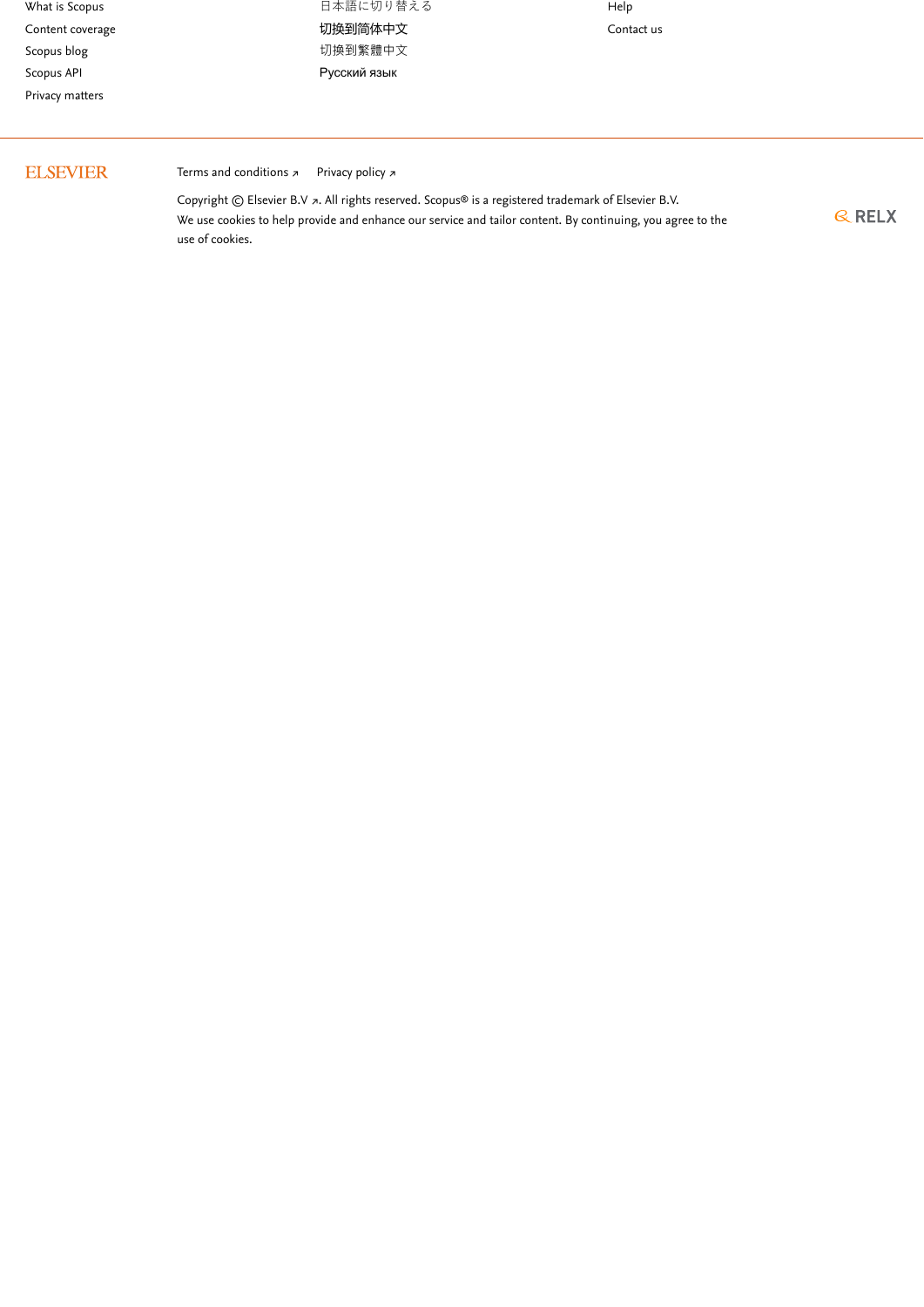What is Scopus
Content coverage
Scopus blog
Scopus API
Privacy matters

日本語に切り替える
切换到简体中文
切換到繁體中文
Русский язык

Help
Contact us

ELSEVIER

Terms and conditions ↗ Privacy policy ↗

Copyright © Elsevier B.V ↗. All rights reserved. Scopus® is a registered trademark of Elsevier B.V.
We use cookies to help provide and enhance our service and tailor content. By continuing, you agree to the use of cookies.

RELX